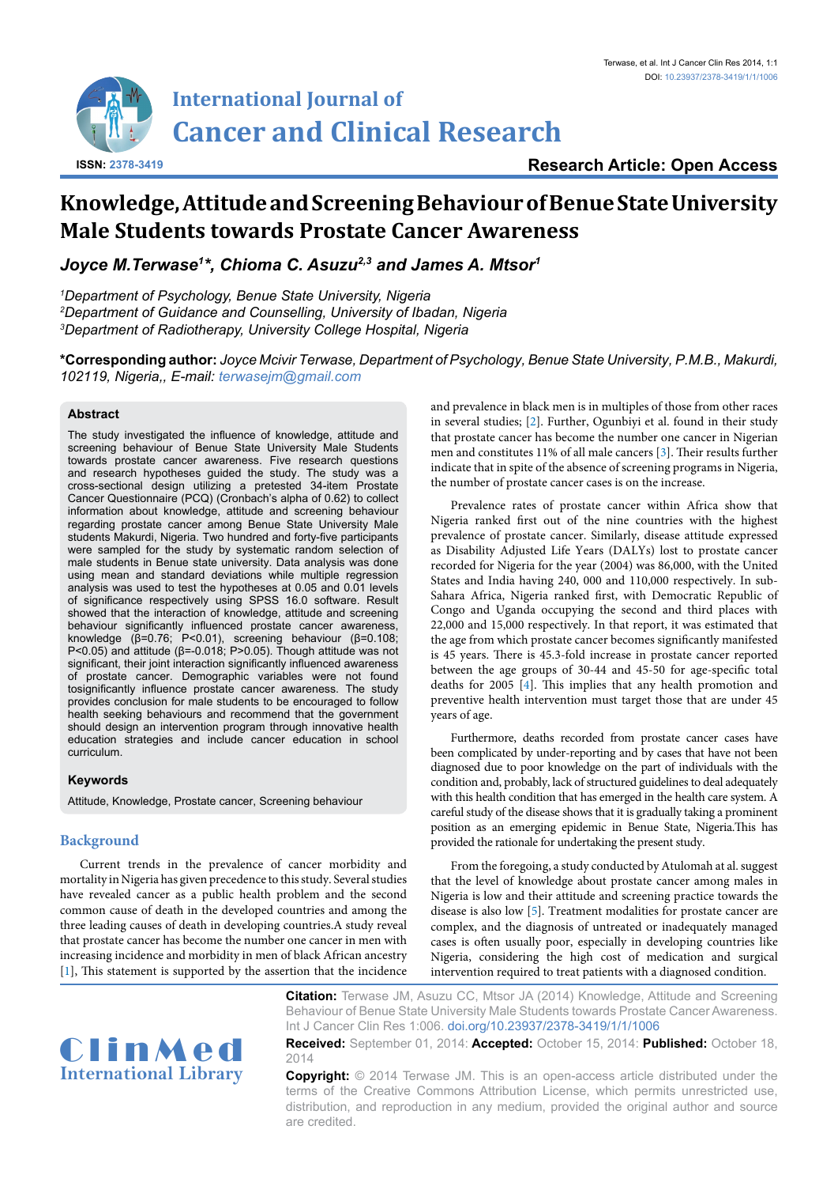# International Journal of Cancer and Clinical Research

ISSN: 2378-3419

**Research Article: Open Access**

# Knowledge, Attitude and Screening Behaviour of Benue State University Male Students towards Prostate Cancer Awareness

***Joyce M.Terwase[1]*, Chioma C. Asuzu[2,3] and James A. Mtsor[1]***

*[1]Department of Psychology, Benue State University, Nigeria*
*[2]Department of Guidance and Counselling, University of Ibadan, Nigeria*
*[3]Department of Radiotherapy, University College Hospital, Nigeria*

**\*Corresponding author:** *Joyce Mcivir Terwase, Department of Psychology, Benue State University, P.M.B., Makurdi, 102119, Nigeria,, E-mail: terwasejm@gmail.com*

## Abstract

The study investigated the influence of knowledge, attitude and screening behaviour of Benue State University Male Students towards prostate cancer awareness. Five research questions and research hypotheses guided the study. The study was a cross-sectional design utilizing a pretested 34-item Prostate Cancer Questionnaire (PCQ) (Cronbach's alpha of 0.62) to collect information about knowledge, attitude and screening behaviour regarding prostate cancer among Benue State University Male students Makurdi, Nigeria. Two hundred and forty-five participants were sampled for the study by systematic random selection of male students in Benue state university. Data analysis was done using mean and standard deviations while multiple regression analysis was used to test the hypotheses at 0.05 and 0.01 levels of significance respectively using SPSS 16.0 software. Result showed that the interaction of knowledge, attitude and screening behaviour significantly influenced prostate cancer awareness, knowledge ($\beta$=0.76; P<0.01), screening behaviour ($\beta$=0.108; P<0.05) and attitude ($\beta$=-0.018; P>0.05). Though attitude was not significant, their joint interaction significantly influenced awareness of prostate cancer. Demographic variables were not found tosignificantly influence prostate cancer awareness. The study provides conclusion for male students to be encouraged to follow health seeking behaviours and recommend that the government should design an intervention program through innovative health education strategies and include cancer education in school curriculum.

## Keywords

Attitude, Knowledge, Prostate cancer, Screening behaviour

## Background

Current trends in the prevalence of cancer morbidity and mortality in Nigeria has given precedence to this study. Several studies have revealed cancer as a public health problem and the second common cause of death in the developed countries and also among the three leading causes of death in developing countries.A study reveal that prostate cancer has become the number one cancer in men with increasing incidence and morbidity in men of black African ancestry [1], This statement is supported by the assertion that the incidence and prevalence in black men is in multiples of those from other races in several studies; [2]. Further, Ogunbiyi et al. found in their study that prostate cancer has become the number one cancer in Nigerian men and constitutes 11% of all male cancers [3]. Their results further indicate that in spite of the absence of screening programs in Nigeria, the number of prostate cancer cases is on the increase.

Prevalence rates of prostate cancer within Africa show that Nigeria ranked first out of the nine countries with the highest prevalence of prostate cancer. Similarly, disease attitude expressed as Disability Adjusted Life Years (DALYs) lost to prostate cancer recorded for Nigeria for the year (2004) was 86,000, with the United States and India having 240, 000 and 110,000 respectively. In sub-Sahara Africa, Nigeria ranked first, with Democratic Republic of Congo and Uganda occupying the second and third places with 22,000 and 15,000 respectively. In that report, it was estimated that the age from which prostate cancer becomes significantly manifested is 45 years. There is 45.3-fold increase in prostate cancer reported between the age groups of 30-44 and 45-50 for age-specific total deaths for 2005 [4]. This implies that any health promotion and preventive health intervention must target those that are under 45 years of age.

Furthermore, deaths recorded from prostate cancer cases have been complicated by under-reporting and by cases that have not been diagnosed due to poor knowledge on the part of individuals with the condition and, probably, lack of structured guidelines to deal adequately with this health condition that has emerged in the health care system. A careful study of the disease shows that it is gradually taking a prominent position as an emerging epidemic in Benue State, Nigeria.This has provided the rationale for undertaking the present study.

From the foregoing, a study conducted by Atulomah at al. suggest that the level of knowledge about prostate cancer among males in Nigeria is low and their attitude and screening practice towards the disease is also low [5]. Treatment modalities for prostate cancer are complex, and the diagnosis of untreated or inadequately managed cases is often usually poor, especially in developing countries like Nigeria, considering the high cost of medication and surgical intervention required to treat patients with a diagnosed condition.

**Citation:** Terwase JM, Asuzu CC, Mtsor JA (2014) Knowledge, Attitude and Screening Behaviour of Benue State University Male Students towards Prostate Cancer Awareness. Int J Cancer Clin Res 1:006. doi.org/10.23937/2378-3419/1/1/1006

**Received:** September 01, 2014: **Accepted:** October 15, 2014: **Published:** October 18, 2014

**Copyright:** © 2014 Terwase JM. This is an open-access article distributed under the terms of the Creative Commons Attribution License, which permits unrestricted use, distribution, and reproduction in any medium, provided the original author and source are credited.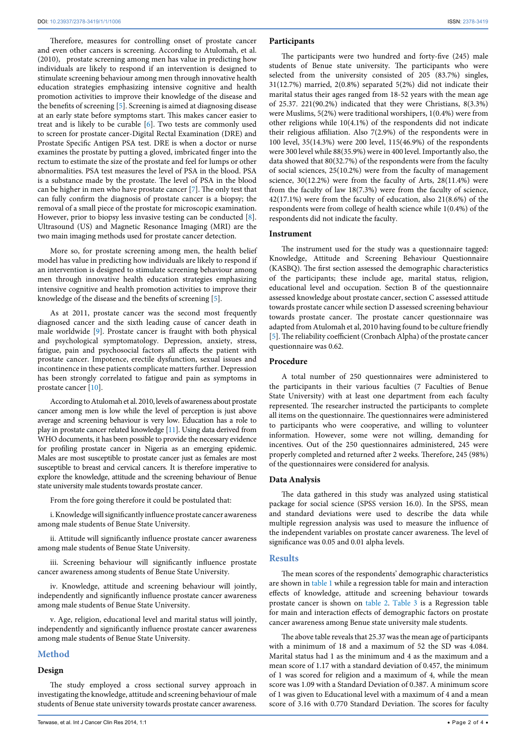Therefore, measures for controlling onset of prostate cancer and even other cancers is screening. According to Atulomah, et al. (2010), prostate screening among men has value in predicting how individuals are likely to respond if an intervention is designed to stimulate screening behaviour among men through innovative health education strategies emphasizing intensive cognitive and health promotion activities to improve their knowledge of the disease and the benefits of screening [5]. Screening is aimed at diagnosing disease at an early state before symptoms start. This makes cancer easier to treat and is likely to be curable [6]. Two tests are commonly used to screen for prostate cancer-Digital Rectal Examination (DRE) and Prostate Specific Antigen PSA test. DRE is when a doctor or nurse examines the prostate by putting a gloved, imbricated finger into the rectum to estimate the size of the prostate and feel for lumps or other abnormalities. PSA test measures the level of PSA in the blood. PSA is a substance made by the prostate. The level of PSA in the blood can be higher in men who have prostate cancer [7]. The only test that can fully confirm the diagnosis of prostate cancer is a biopsy; the removal of a small piece of the prostate for microscopic examination. However, prior to biopsy less invasive testing can be conducted [8]. Ultrasound (US) and Magnetic Resonance Imaging (MRI) are the two main imaging methods used for prostate cancer detection.

More so, for prostate screening among men, the health belief model has value in predicting how individuals are likely to respond if an intervention is designed to stimulate screening behaviour among men through innovative health education strategies emphasizing intensive cognitive and health promotion activities to improve their knowledge of the disease and the benefits of screening [5].

As at 2011, prostate cancer was the second most frequently diagnosed cancer and the sixth leading cause of cancer death in male worldwide [9]. Prostate cancer is fraught with both physical and psychological symptomatology. Depression, anxiety, stress, fatigue, pain and psychosocial factors all affects the patient with prostate cancer. Impotence, erectile dysfunction, sexual issues and incontinence in these patients complicate matters further. Depression has been strongly correlated to fatigue and pain as symptoms in prostate cancer [10].

According to Atulomah et al. 2010, levels of awareness about prostate cancer among men is low while the level of perception is just above average and screening behaviour is very low. Education has a role to play in prostate cancer related knowledge [11]. Using data derived from WHO documents, it has been possible to provide the necessary evidence for profiling prostate cancer in Nigeria as an emerging epidemic. Males are most susceptible to prostate cancer just as females are most susceptible to breast and cervical cancers. It is therefore imperative to explore the knowledge, attitude and the screening behaviour of Benue state university male students towards prostate cancer.

From the fore going therefore it could be postulated that:

i. Knowledge will significantly influence prostate cancer awareness among male students of Benue State University.

ii. Attitude will significantly influence prostate cancer awareness among male students of Benue State University.

iii. Screening behaviour will significantly influence prostate cancer awareness among students of Benue State University.

iv. Knowledge, attitude and screening behaviour will jointly, independently and significantly influence prostate cancer awareness among male students of Benue State University.

v. Age, religion, educational level and marital status will jointly, independently and significantly influence prostate cancer awareness among male students of Benue State University.

## Method

### Design

The study employed a cross sectional survey approach in investigating the knowledge, attitude and screening behaviour of male students of Benue state university towards prostate cancer awareness.

### Participants

The participants were two hundred and forty-five (245) male students of Benue state university. The participants who were selected from the university consisted of 205 (83.7%) singles, 31(12.7%) married, 2(0.8%) separated 5(2%) did not indicate their marital status their ages ranged from 18-52 years with the mean age of 25.37. 221(90.2%) indicated that they were Christians, 8(3.3%) were Muslims, 5(2%) were traditional worshipers, 1(0.4%) were from other religions while 10(4.1%) of the respondents did not indicate their religious affiliation. Also 7(2.9%) of the respondents were in 100 level, 35(14.3%) were 200 level, 115(46.9%) of the respondents were 300 level while 88(35.9%) were in 400 level. Importantly also, the data showed that 80(32.7%) of the respondents were from the faculty of social sciences, 25(10.2%) were from the faculty of management science, 30(12.2%) were from the faculty of Arts, 28(11.4%) were from the faculty of law 18(7.3%) were from the faculty of science, 42(17.1%) were from the faculty of education, also 21(8.6%) of the respondents were from college of health science while 1(0.4%) of the respondents did not indicate the faculty.

### Instrument

The instrument used for the study was a questionnaire tagged: Knowledge, Attitude and Screening Behaviour Questionnaire (KASBQ). The first section assessed the demographic characteristics of the participants; these include age, marital status, religion, educational level and occupation. Section B of the questionnaire assessed knowledge about prostate cancer, section C assessed attitude towards prostate cancer while section D assessed screening behaviour towards prostate cancer. The prostate cancer questionnaire was adapted from Atulomah et al, 2010 having found to be culture friendly [5]. The reliability coefficient (Cronbach Alpha) of the prostate cancer questionnaire was 0.62.

### Procedure

A total number of 250 questionnaires were administered to the participants in their various faculties (7 Faculties of Benue State University) with at least one department from each faculty represented. The researcher instructed the participants to complete all items on the questionnaire. The questionnaires were administered to participants who were cooperative, and willing to volunteer information. However, some were not willing, demanding for incentives. Out of the 250 questionnaires administered, 245 were properly completed and returned after 2 weeks. Therefore, 245 (98%) of the questionnaires were considered for analysis.

### Data Analysis

The data gathered in this study was analyzed using statistical package for social science (SPSS version 16.0). In the SPSS, mean and standard deviations were used to describe the data while multiple regression analysis was used to measure the influence of the independent variables on prostate cancer awareness. The level of significance was 0.05 and 0.01 alpha levels.

## Results

The mean scores of the respondents' demographic characteristics are shown in table 1 while a regression table for main and interaction effects of knowledge, attitude and screening behaviour towards prostate cancer is shown on table 2. Table 3 is a Regression table for main and interaction effects of demographic factors on prostate cancer awareness among Benue state university male students.

The above table reveals that 25.37 was the mean age of participants with a minimum of 18 and a maximum of 52 the SD was 4.084. Marital status had 1 as the minimum and 4 as the maximum and a mean score of 1.17 with a standard deviation of 0.457, the minimum of 1 was scored for religion and a maximum of 4, while the mean score was 1.09 with a Standard Deviation of 0.387. A minimum score of 1 was given to Educational level with a maximum of 4 and a mean score of 3.16 with 0.770 Standard Deviation. The scores for faculty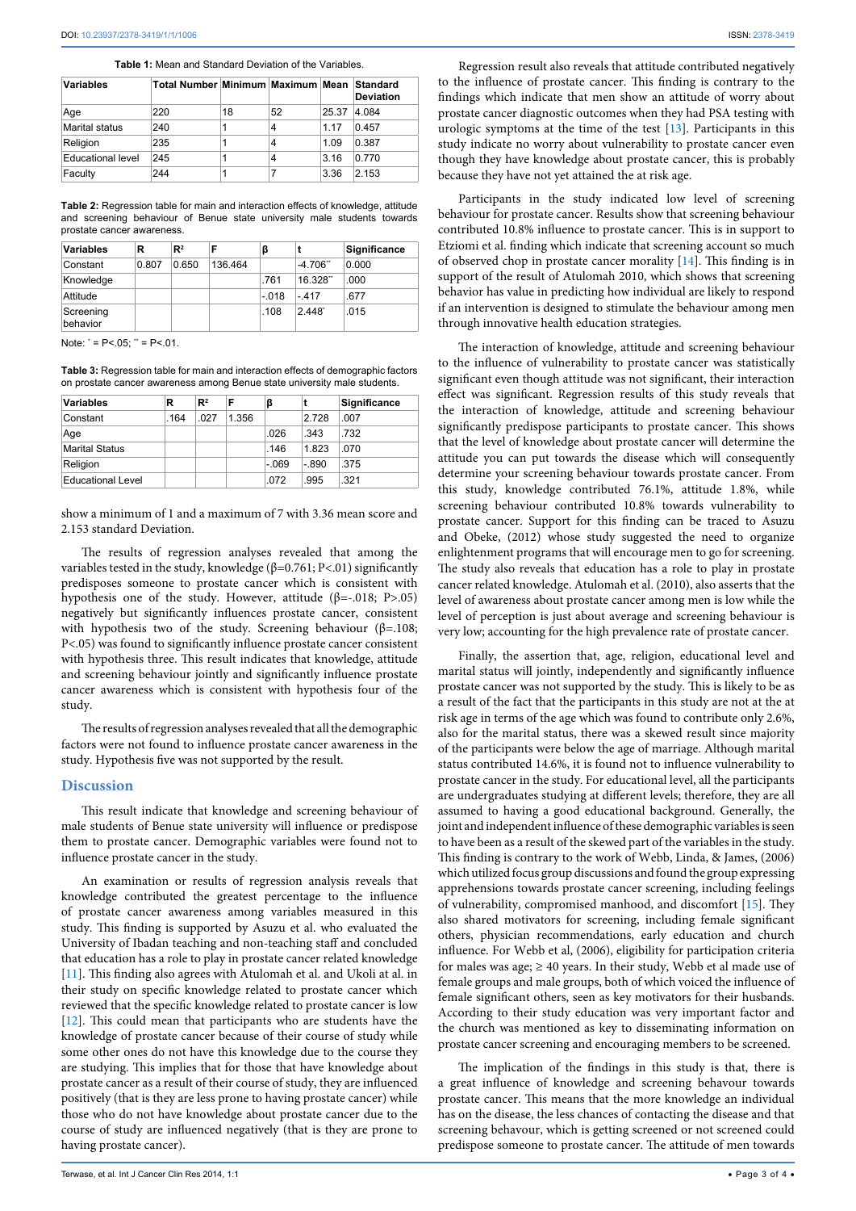**Table 1:** Mean and Standard Deviation of the Variables.

| Variables | Total Number | Minimum | Maximum | Mean | Standard Deviation |
|---|---|---|---|---|---|
| Age | 220 | 18 | 52 | 25.37 | 4.084 |
| Marital status | 240 | 1 | 4 | 1.17 | 0.457 |
| Religion | 235 | 1 | 4 | 1.09 | 0.387 |
| Educational level | 245 | 1 | 4 | 3.16 | 0.770 |
| Faculty | 244 | 1 | 7 | 3.36 | 2.153 |

**Table 2:** Regression table for main and interaction effects of knowledge, attitude and screening behaviour of Benue state university male students towards prostate cancer awareness.

| Variables | R | $R^2$ | F | β | t | Significance |
|---|---|---|---|---|---|---|
| Constant | 0.807 | 0.650 | 136.464 | | -4.706** | 0.000 |
| Knowledge | | | | .761 | 16.328** | .000 |
| Attitude | | | | -.018 | -.417 | .677 |
| Screening behavior | | | | .108 | 2.448* | .015 |

Note: * = P<.05; ** = P<.01.

**Table 3:** Regression table for main and interaction effects of demographic factors on prostate cancer awareness among Benue state university male students.

| Variables | R | $R^2$ | F | β | t | Significance |
|---|---|---|---|---|---|---|
| Constant | .164 | .027 | 1.356 | | 2.728 | .007 |
| Age | | | | .026 | .343 | .732 |
| Marital Status | | | | .146 | 1.823 | .070 |
| Religion | | | | -.069 | -.890 | .375 |
| Educational Level | | | | .072 | .995 | .321 |

show a minimum of 1 and a maximum of 7 with 3.36 mean score and 2.153 standard Deviation.

The results of regression analyses revealed that among the variables tested in the study, knowledge (β=0.761; P<.01) significantly predisposes someone to prostate cancer which is consistent with hypothesis one of the study. However, attitude (β=-.018; P>.05) negatively but significantly influences prostate cancer, consistent with hypothesis two of the study. Screening behaviour (β=.108; P<.05) was found to significantly influence prostate cancer consistent with hypothesis three. This result indicates that knowledge, attitude and screening behaviour jointly and significantly influence prostate cancer awareness which is consistent with hypothesis four of the study.

The results of regression analyses revealed that all the demographic factors were not found to influence prostate cancer awareness in the study. Hypothesis five was not supported by the result.

## Discussion

This result indicate that knowledge and screening behaviour of male students of Benue state university will influence or predispose them to prostate cancer. Demographic variables were found not to influence prostate cancer in the study.

An examination or results of regression analysis reveals that knowledge contributed the greatest percentage to the influence of prostate cancer awareness among variables measured in this study. This finding is supported by Asuzu et al. who evaluated the University of Ibadan teaching and non-teaching staff and concluded that education has a role to play in prostate cancer related knowledge [11]. This finding also agrees with Atulomah et al. and Ukoli at al. in their study on specific knowledge related to prostate cancer which reviewed that the specific knowledge related to prostate cancer is low [12]. This could mean that participants who are students have the knowledge of prostate cancer because of their course of study while some other ones do not have this knowledge due to the course they are studying. This implies that for those that have knowledge about prostate cancer as a result of their course of study, they are influenced positively (that is they are less prone to having prostate cancer) while those who do not have knowledge about prostate cancer due to the course of study are influenced negatively (that is they are prone to having prostate cancer).

Regression result also reveals that attitude contributed negatively to the influence of prostate cancer. This finding is contrary to the findings which indicate that men show an attitude of worry about prostate cancer diagnostic outcomes when they had PSA testing with urologic symptoms at the time of the test [13]. Participants in this study indicate no worry about vulnerability to prostate cancer even though they have knowledge about prostate cancer, this is probably because they have not yet attained the at risk age.

Participants in the study indicated low level of screening behaviour for prostate cancer. Results show that screening behaviour contributed 10.8% influence to prostate cancer. This is in support to Etziomi et al. finding which indicate that screening account so much of observed chop in prostate cancer morality [14]. This finding is in support of the result of Atulomah 2010, which shows that screening behavior has value in predicting how individual are likely to respond if an intervention is designed to stimulate the behaviour among men through innovative health education strategies.

The interaction of knowledge, attitude and screening behaviour to the influence of vulnerability to prostate cancer was statistically significant even though attitude was not significant, their interaction effect was significant. Regression results of this study reveals that the interaction of knowledge, attitude and screening behaviour significantly predispose participants to prostate cancer. This shows that the level of knowledge about prostate cancer will determine the attitude you can put towards the disease which will consequently determine your screening behaviour towards prostate cancer. From this study, knowledge contributed 76.1%, attitude 1.8%, while screening behaviour contributed 10.8% towards vulnerability to prostate cancer. Support for this finding can be traced to Asuzu and Obeke, (2012) whose study suggested the need to organize enlightenment programs that will encourage men to go for screening. The study also reveals that education has a role to play in prostate cancer related knowledge. Atulomah et al. (2010), also asserts that the level of awareness about prostate cancer among men is low while the level of perception is just about average and screening behaviour is very low; accounting for the high prevalence rate of prostate cancer.

Finally, the assertion that, age, religion, educational level and marital status will jointly, independently and significantly influence prostate cancer was not supported by the study. This is likely to be as a result of the fact that the participants in this study are not at the at risk age in terms of the age which was found to contribute only 2.6%, also for the marital status, there was a skewed result since majority of the participants were below the age of marriage. Although marital status contributed 14.6%, it is found not to influence vulnerability to prostate cancer in the study. For educational level, all the participants are undergraduates studying at different levels; therefore, they are all assumed to having a good educational background. Generally, the joint and independent influence of these demographic variables is seen to have been as a result of the skewed part of the variables in the study. This finding is contrary to the work of Webb, Linda, & James, (2006) which utilized focus group discussions and found the group expressing apprehensions towards prostate cancer screening, including feelings of vulnerability, compromised manhood, and discomfort [15]. They also shared motivators for screening, including female significant others, physician recommendations, early education and church influence. For Webb et al, (2006), eligibility for participation criteria for males was age; ≥ 40 years. In their study, Webb et al made use of female groups and male groups, both of which voiced the influence of female significant others, seen as key motivators for their husbands. According to their study education was very important factor and the church was mentioned as key to disseminating information on prostate cancer screening and encouraging members to be screened.

The implication of the findings in this study is that, there is a great influence of knowledge and screening behavour towards prostate cancer. This means that the more knowledge an individual has on the disease, the less chances of contacting the disease and that screening behavour, which is getting screened or not screened could predispose someone to prostate cancer. The attitude of men towards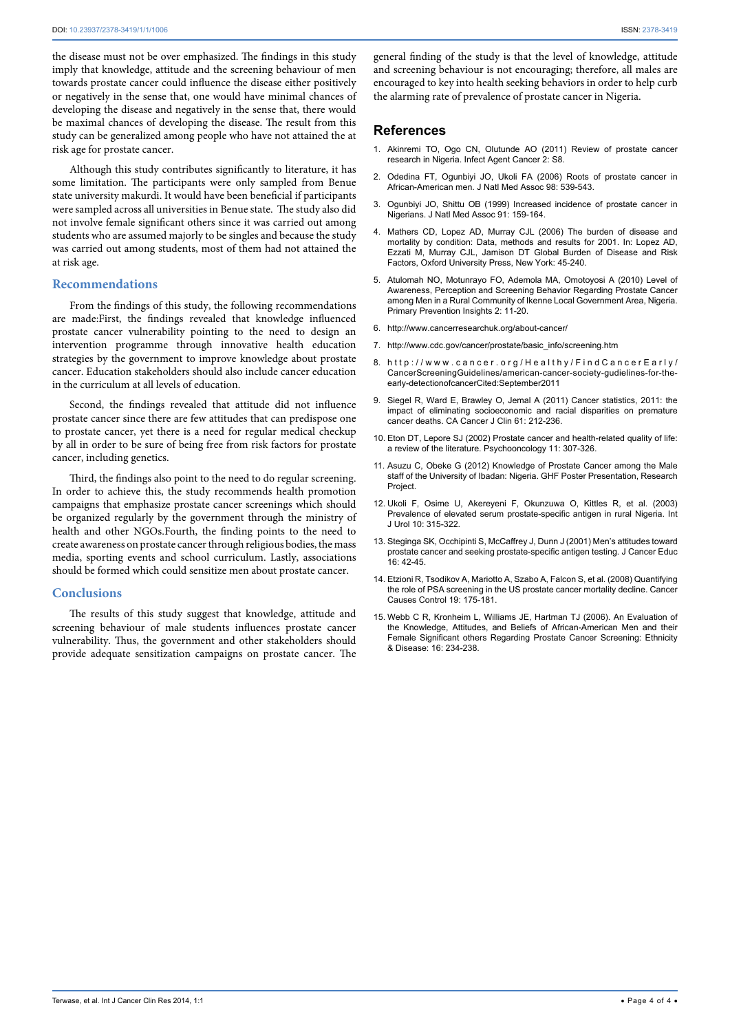the disease must not be over emphasized. The findings in this study imply that knowledge, attitude and the screening behaviour of men towards prostate cancer could influence the disease either positively or negatively in the sense that, one would have minimal chances of developing the disease and negatively in the sense that, there would be maximal chances of developing the disease. The result from this study can be generalized among people who have not attained the at risk age for prostate cancer.

Although this study contributes significantly to literature, it has some limitation. The participants were only sampled from Benue state university makurdi. It would have been beneficial if participants were sampled across all universities in Benue state. The study also did not involve female significant others since it was carried out among students who are assumed majorly to be singles and because the study was carried out among students, most of them had not attained the at risk age.

## Recommendations

From the findings of this study, the following recommendations are made:First, the findings revealed that knowledge influenced prostate cancer vulnerability pointing to the need to design an intervention programme through innovative health education strategies by the government to improve knowledge about prostate cancer. Education stakeholders should also include cancer education in the curriculum at all levels of education.

Second, the findings revealed that attitude did not influence prostate cancer since there are few attitudes that can predispose one to prostate cancer, yet there is a need for regular medical checkup by all in order to be sure of being free from risk factors for prostate cancer, including genetics.

Third, the findings also point to the need to do regular screening. In order to achieve this, the study recommends health promotion campaigns that emphasize prostate cancer screenings which should be organized regularly by the government through the ministry of health and other NGOs.Fourth, the finding points to the need to create awareness on prostate cancer through religious bodies, the mass media, sporting events and school curriculum. Lastly, associations should be formed which could sensitize men about prostate cancer.

## Conclusions

The results of this study suggest that knowledge, attitude and screening behaviour of male students influences prostate cancer vulnerability. Thus, the government and other stakeholders should provide adequate sensitization campaigns on prostate cancer. The general finding of the study is that the level of knowledge, attitude and screening behaviour is not encouraging; therefore, all males are encouraged to key into health seeking behaviors in order to help curb the alarming rate of prevalence of prostate cancer in Nigeria.

## References

1. Akinremi TO, Ogo CN, Olutunde AO (2011) Review of prostate cancer research in Nigeria. Infect Agent Cancer 2: S8.
2. Odedina FT, Ogunbiyi JO, Ukoli FA (2006) Roots of prostate cancer in African-American men. J Natl Med Assoc 98: 539-543.
3. Ogunbiyi JO, Shittu OB (1999) Increased incidence of prostate cancer in Nigerians. J Natl Med Assoc 91: 159-164.
4. Mathers CD, Lopez AD, Murray CJL (2006) The burden of disease and mortality by condition: Data, methods and results for 2001. In: Lopez AD, Ezzati M, Murray CJL, Jamison DT Global Burden of Disease and Risk Factors, Oxford University Press, New York: 45-240.
5. Atulomah NO, Motunrayo FO, Ademola MA, Omotoyosi A (2010) Level of Awareness, Perception and Screening Behavior Regarding Prostate Cancer among Men in a Rural Community of Ikenne Local Government Area, Nigeria. Primary Prevention Insights 2: 11-20.
6. http://www.cancerresearchuk.org/about-cancer/
7. http://www.cdc.gov/cancer/prostate/basic_info/screening.htm
8. http://www.cancer.org/Healthy/FindCancerEarly/CancerScreeningGuidelines/american-cancer-society-gudielines-for-the-early-detectionofcancerCited:September2011
9. Siegel R, Ward E, Brawley O, Jemal A (2011) Cancer statistics, 2011: the impact of eliminating socioeconomic and racial disparities on premature cancer deaths. CA Cancer J Clin 61: 212-236.
10. Eton DT, Lepore SJ (2002) Prostate cancer and health-related quality of life: a review of the literature. Psychooncology 11: 307-326.
11. Asuzu C, Obeke G (2012) Knowledge of Prostate Cancer among the Male staff of the University of Ibadan: Nigeria. GHF Poster Presentation, Research Project.
12. Ukoli F, Osime U, Akereyeni F, Okunzuwa O, Kittles R, et al. (2003) Prevalence of elevated serum prostate-specific antigen in rural Nigeria. Int J Urol 10: 315-322.
13. Steginga SK, Occhipinti S, McCaffrey J, Dunn J (2001) Men's attitudes toward prostate cancer and seeking prostate-specific antigen testing. J Cancer Educ 16: 42-45.
14. Etzioni R, Tsodikov A, Mariotto A, Szabo A, Falcon S, et al. (2008) Quantifying the role of PSA screening in the US prostate cancer mortality decline. Cancer Causes Control 19: 175-181.
15. Webb C R, Kronheim L, Williams JE, Hartman TJ (2006). An Evaluation of the Knowledge, Attitudes, and Beliefs of African-American Men and their Female Significant others Regarding Prostate Cancer Screening: Ethnicity & Disease: 16: 234-238.